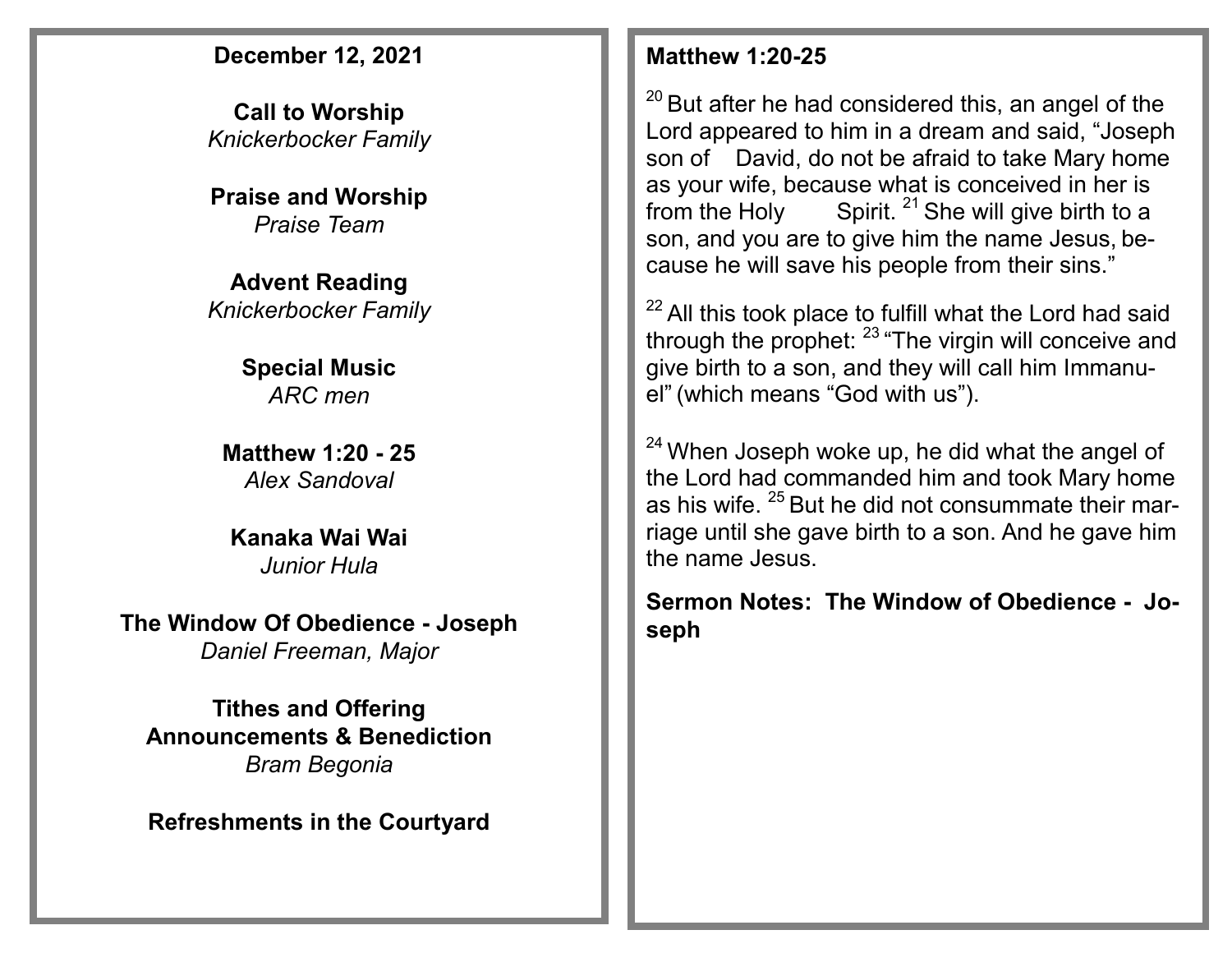**December 12, 2021**

**Call to Worship**
*Knickerbocker Family*

**Praise and Worship**
*Praise Team*

**Advent Reading**
*Knickerbocker Family*

**Special Music**
*ARC men*

**Matthew 1:20 - 25**
*Alex Sandoval*

**Kanaka Wai Wai**
*Junior Hula*

**The Window Of Obedience - Joseph**
*Daniel Freeman, Major*

**Tithes and Offering**
**Announcements & Benediction**
*Bram Begonia*

**Refreshments in the Courtyard**

**Matthew 1:20-25**

[20] But after he had considered this, an angel of the Lord appeared to him in a dream and said, "Joseph son of David, do not be afraid to take Mary home as your wife, because what is conceived in her is from the Holy Spirit. [21] She will give birth to a son, and you are to give him the name Jesus, because he will save his people from their sins."

[22] All this took place to fulfill what the Lord had said through the prophet: [23] "The virgin will conceive and give birth to a son, and they will call him Immanuel" (which means "God with us").

[24] When Joseph woke up, he did what the angel of the Lord had commanded him and took Mary home as his wife. [25] But he did not consummate their marriage until she gave birth to a son. And he gave him the name Jesus.

**Sermon Notes: The Window of Obedience - Joseph**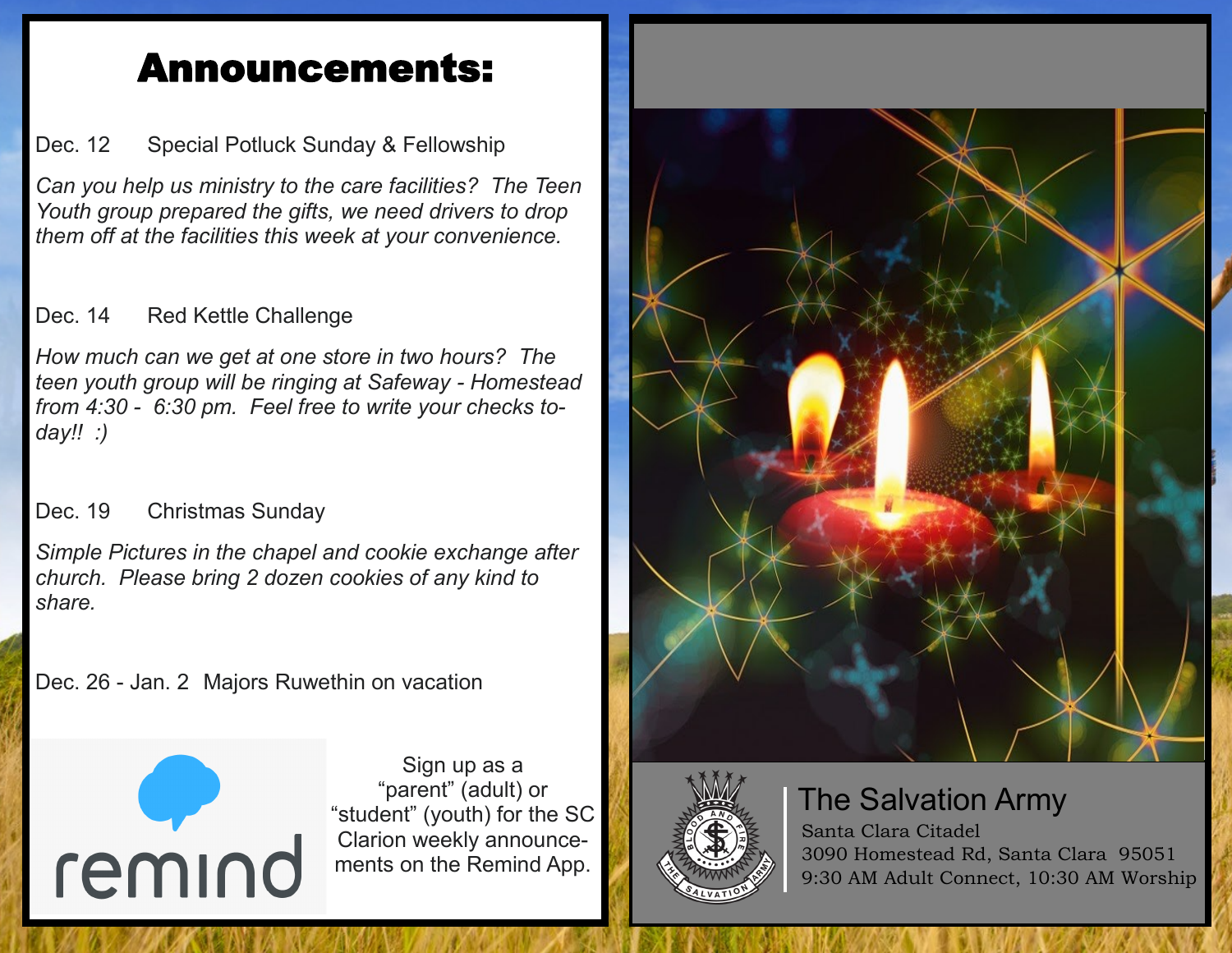# Announcements:

Dec. 12 Special Potluck Sunday & Fellowship

*Can you help us ministry to the care facilities? The Teen Youth group prepared the gifts, we need drivers to drop them off at the facilities this week at your convenience.*

Dec. 14 Red Kettle Challenge

*How much can we get at one store in two hours? The teen youth group will be ringing at Safeway - Homestead from 4:30 - 6:30 pm. Feel free to write your checks today!! :)*

Dec. 19 Christmas Sunday

*Simple Pictures in the chapel and cookie exchange after church. Please bring 2 dozen cookies of any kind to share.*

Dec. 26 - Jan. 2 Majors Ruwethin on vacation

remind

Sign up as a "parent" (adult) or "student" (youth) for the SC Clarion weekly announcements on the Remind App.

The Salvation Army

Santa Clara Citadel
3090 Homestead Rd, Santa Clara 95051
9:30 AM Adult Connect, 10:30 AM Worship